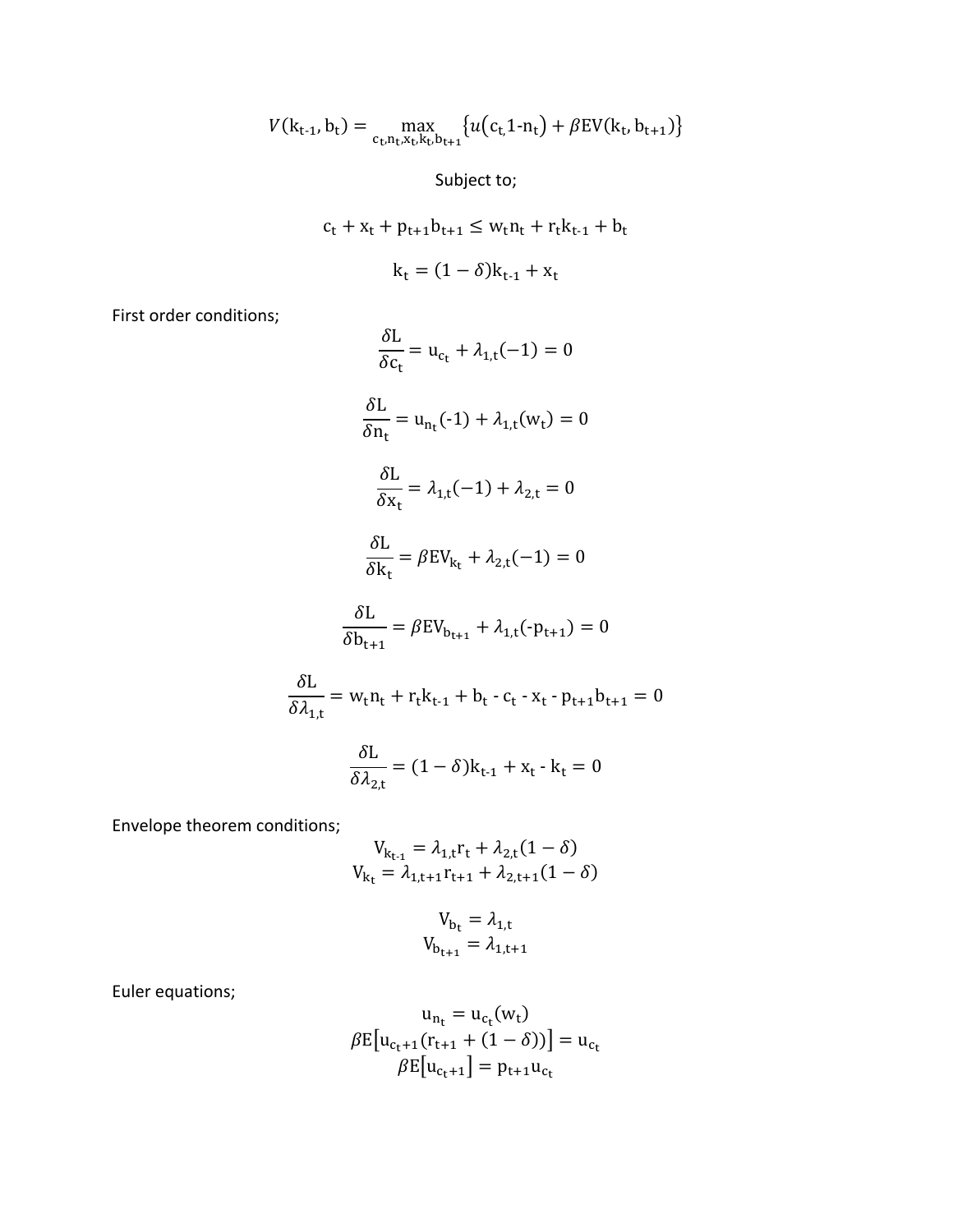$$V(k_{t-1}, b_t) = \max_{c_t, n_t, x_t, k_t, b_{t+1}} \{u(c_t, 1\text{-}n_t) + \beta EV(k_t, b_{t+1})\}$$

Subject to;

$$c_t + x_t + p_{t+1}b_{t+1} \leq w_t n_t + r_t k_{t-1} + b_t$$

$$k_t = (1-\delta)k_{t-1} + x_t$$

First order conditions;

$$\frac{\delta L}{\delta c_t} = u_{c_t} + \lambda_{1,t}(-1) = 0$$

$$\frac{\delta L}{\delta n_t} = u_{n_t}(\text{-}1) + \lambda_{1,t}(w_t) = 0$$

$$\frac{\delta L}{\delta x_t} = \lambda_{1,t}(-1) + \lambda_{2,t} = 0$$

$$\frac{\delta L}{\delta k_t} = \beta EV_{k_t} + \lambda_{2,t}(-1) = 0$$

$$\frac{\delta L}{\delta b_{t+1}} = \beta EV_{b_{t+1}} + \lambda_{1,t}(\text{-}p_{t+1}) = 0$$

$$\frac{\delta L}{\delta \lambda_{1,t}} = w_t n_t + r_t k_{t-1} + b_t \text{ - } c_t \text{ - } x_t \text{ - } p_{t+1}b_{t+1} = 0$$

$$\frac{\delta L}{\delta \lambda_{2,t}} = (1-\delta)k_{t-1} + x_t \text{ - } k_t = 0$$

Envelope theorem conditions;

$$V_{k_{t-1}} = \lambda_{1,t} r_t + \lambda_{2,t}(1-\delta)$$
$$V_{k_t} = \lambda_{1,t+1} r_{t+1} + \lambda_{2,t+1}(1-\delta)$$

$$V_{b_t} = \lambda_{1,t}$$
$$V_{b_{t+1}} = \lambda_{1,t+1}$$

Euler equations;

$$u_{n_t} = u_{c_t}(w_t)$$
$$\beta E[u_{c_t+1}(r_{t+1} + (1-\delta))] = u_{c_t}$$
$$\beta E[u_{c_t+1}] = p_{t+1}u_{c_t}$$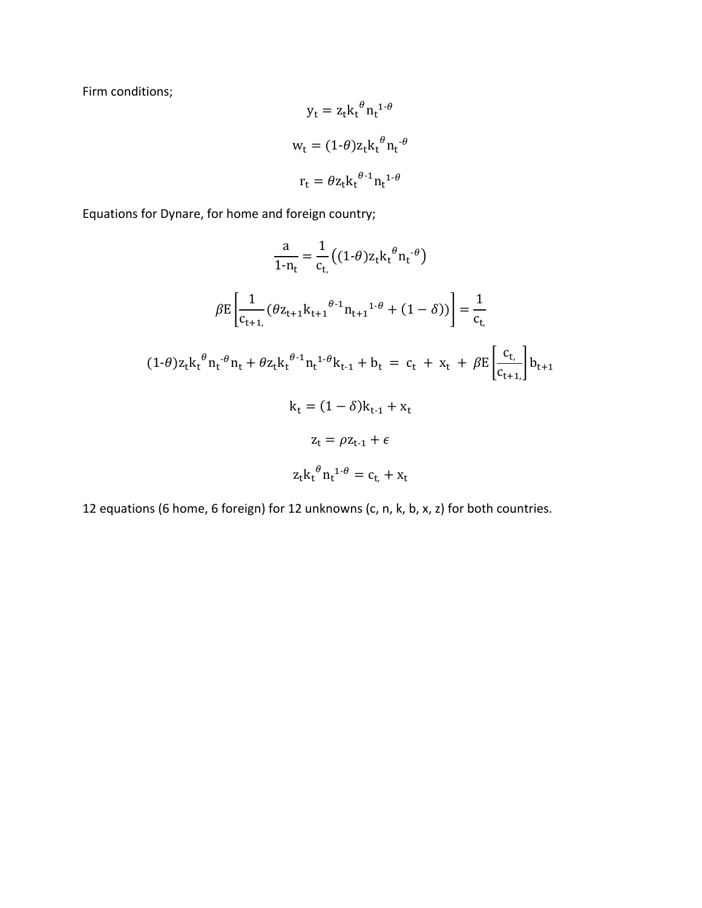Firm conditions;

$$y_t = z_t k_t^{\theta} n_t^{1-\theta}$$

$$w_t = (1-\theta) z_t k_t^{\theta} n_t^{-\theta}$$

$$r_t = \theta z_t k_t^{\theta-1} n_t^{1-\theta}$$

Equations for Dynare, for home and foreign country;

$$\frac{a}{1-n_t} = \frac{1}{c_{t,}}\left((1-\theta) z_t k_t^{\theta} n_t^{-\theta}\right)$$

$$\beta E\left[\frac{1}{c_{t+1,}}\left(\theta z_{t+1} k_{t+1}^{\theta-1} n_{t+1}^{1-\theta} + (1-\delta)\right)\right] = \frac{1}{c_{t,}}$$

$$(1-\theta) z_t k_t^{\theta} n_t^{-\theta} n_t + \theta z_t k_t^{\theta-1} n_t^{1-\theta} k_{t-1} + b_t = c_t + x_t + \beta E\left[\frac{c_{t,}}{c_{t+1,}}\right] b_{t+1}$$

$$k_t = (1-\delta) k_{t-1} + x_t$$

$$z_t = \rho z_{t-1} + \epsilon$$

$$z_t k_t^{\theta} n_t^{1-\theta} = c_{t,} + x_t$$

12 equations (6 home, 6 foreign) for 12 unknowns (c, n, k, b, x, z) for both countries.